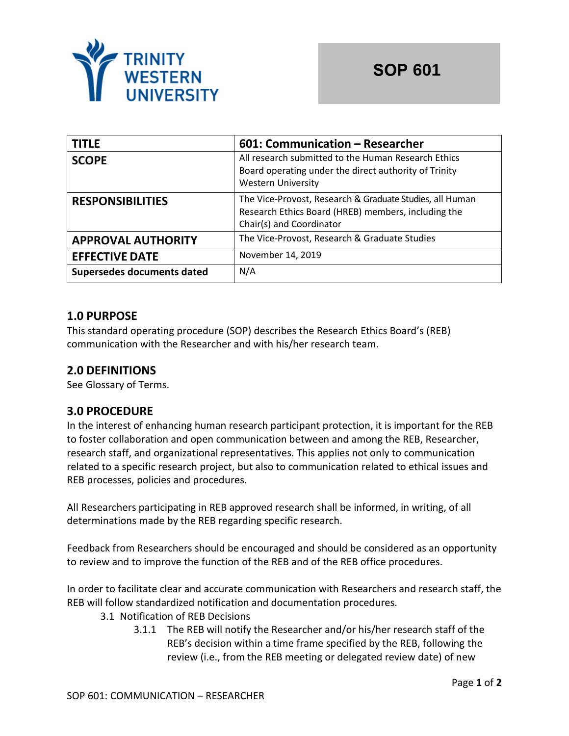**TRINITY WESTERN UNIVERSITY**

**SOP 601**

| **TITLE** | **601: Communication – Researcher** |
|---|---|
| **SCOPE** | All research submitted to the Human Research Ethics Board operating under the direct authority of Trinity Western University |
| **RESPONSIBILITIES** | The Vice-Provost, Research & Graduate Studies, all Human Research Ethics Board (HREB) members, including the Chair(s) and Coordinator |
| **APPROVAL AUTHORITY** | The Vice-Provost, Research & Graduate Studies |
| **EFFECTIVE DATE** | November 14, 2019 |
| **Supersedes documents dated** | N/A |

## 1.0 PURPOSE

This standard operating procedure (SOP) describes the Research Ethics Board's (REB) communication with the Researcher and with his/her research team.

## 2.0 DEFINITIONS

See Glossary of Terms.

## 3.0 PROCEDURE

In the interest of enhancing human research participant protection, it is important for the REB to foster collaboration and open communication between and among the REB, Researcher, research staff, and organizational representatives. This applies not only to communication related to a specific research project, but also to communication related to ethical issues and REB processes, policies and procedures.

All Researchers participating in REB approved research shall be informed, in writing, of all determinations made by the REB regarding specific research.

Feedback from Researchers should be encouraged and should be considered as an opportunity to review and to improve the function of the REB and of the REB office procedures.

In order to facilitate clear and accurate communication with Researchers and research staff, the REB will follow standardized notification and documentation procedures.

- 3.1 Notification of REB Decisions
  - 3.1.1 The REB will notify the Researcher and/or his/her research staff of the REB's decision within a time frame specified by the REB, following the review (i.e., from the REB meeting or delegated review date) of new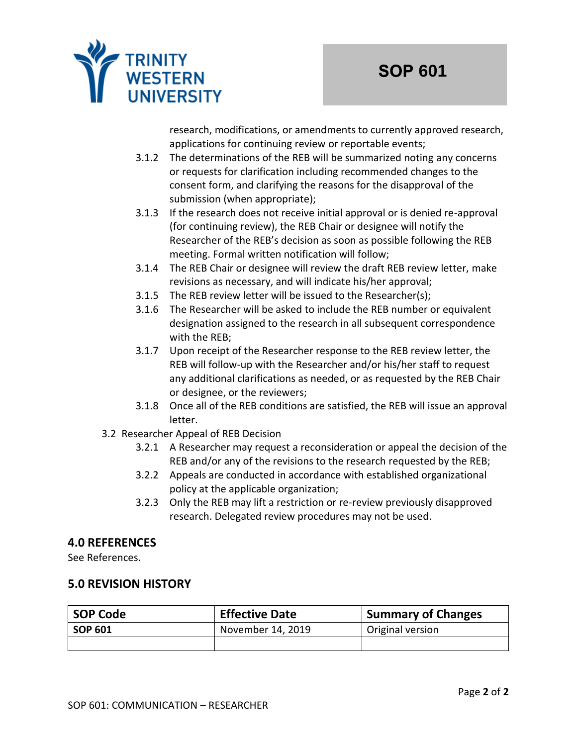research, modifications, or amendments to currently approved research, applications for continuing review or reportable events;

- 3.1.2 The determinations of the REB will be summarized noting any concerns or requests for clarification including recommended changes to the consent form, and clarifying the reasons for the disapproval of the submission (when appropriate);
- 3.1.3 If the research does not receive initial approval or is denied re-approval (for continuing review), the REB Chair or designee will notify the Researcher of the REB's decision as soon as possible following the REB meeting. Formal written notification will follow;
- 3.1.4 The REB Chair or designee will review the draft REB review letter, make revisions as necessary, and will indicate his/her approval;
- 3.1.5 The REB review letter will be issued to the Researcher(s);
- 3.1.6 The Researcher will be asked to include the REB number or equivalent designation assigned to the research in all subsequent correspondence with the REB;
- 3.1.7 Upon receipt of the Researcher response to the REB review letter, the REB will follow-up with the Researcher and/or his/her staff to request any additional clarifications as needed, or as requested by the REB Chair or designee, or the reviewers;
- 3.1.8 Once all of the REB conditions are satisfied, the REB will issue an approval letter.

3.2 Researcher Appeal of REB Decision

- 3.2.1 A Researcher may request a reconsideration or appeal the decision of the REB and/or any of the revisions to the research requested by the REB;
- 3.2.2 Appeals are conducted in accordance with established organizational policy at the applicable organization;
- 3.2.3 Only the REB may lift a restriction or re-review previously disapproved research. Delegated review procedures may not be used.

## 4.0 REFERENCES

See References.

## 5.0 REVISION HISTORY

| SOP Code | Effective Date | Summary of Changes |
|---|---|---|
| **SOP 601** | November 14, 2019 | Original version |
| | | |